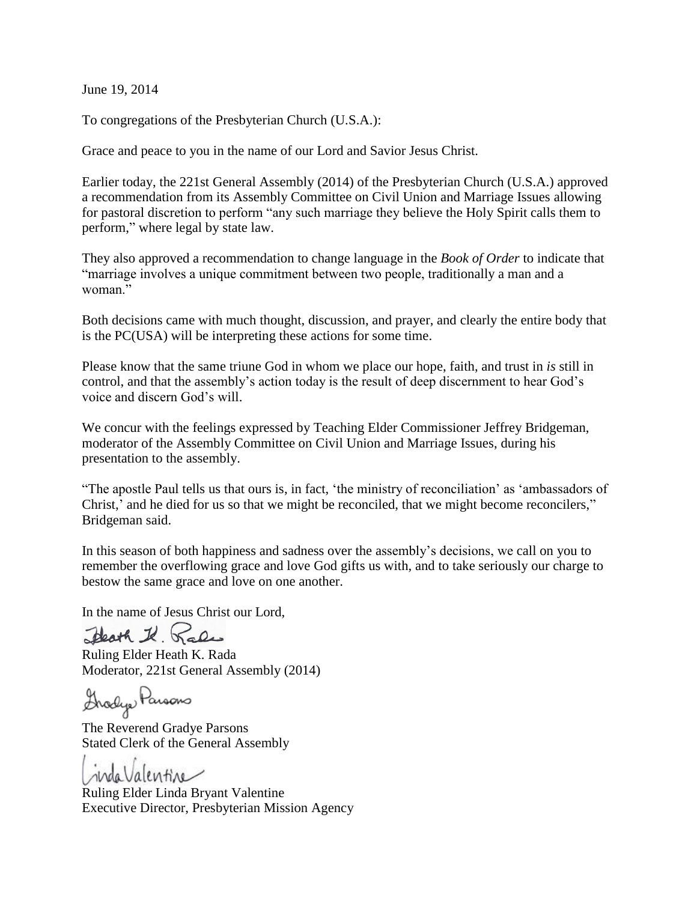June 19, 2014

To congregations of the Presbyterian Church (U.S.A.):

Grace and peace to you in the name of our Lord and Savior Jesus Christ.

Earlier today, the 221st General Assembly (2014) of the Presbyterian Church (U.S.A.) approved a recommendation from its Assembly Committee on Civil Union and Marriage Issues allowing for pastoral discretion to perform "any such marriage they believe the Holy Spirit calls them to perform," where legal by state law.

They also approved a recommendation to change language in the *Book of Order* to indicate that "marriage involves a unique commitment between two people, traditionally a man and a woman."

Both decisions came with much thought, discussion, and prayer, and clearly the entire body that is the PC(USA) will be interpreting these actions for some time.

Please know that the same triune God in whom we place our hope, faith, and trust in *is* still in control, and that the assembly's action today is the result of deep discernment to hear God's voice and discern God's will.

We concur with the feelings expressed by Teaching Elder Commissioner Jeffrey Bridgeman, moderator of the Assembly Committee on Civil Union and Marriage Issues, during his presentation to the assembly.

"The apostle Paul tells us that ours is, in fact, 'the ministry of reconciliation' as 'ambassadors of Christ,' and he died for us so that we might be reconciled, that we might become reconcilers," Bridgeman said.

In this season of both happiness and sadness over the assembly's decisions, we call on you to remember the overflowing grace and love God gifts us with, and to take seriously our charge to bestow the same grace and love on one another.

In the name of Jesus Christ our Lord,

Heath K. Rada

Ruling Elder Heath K. Rada
Moderator, 221st General Assembly (2014)

Gradye Parsons

The Reverend Gradye Parsons
Stated Clerk of the General Assembly

Linda Valentine

Ruling Elder Linda Bryant Valentine
Executive Director, Presbyterian Mission Agency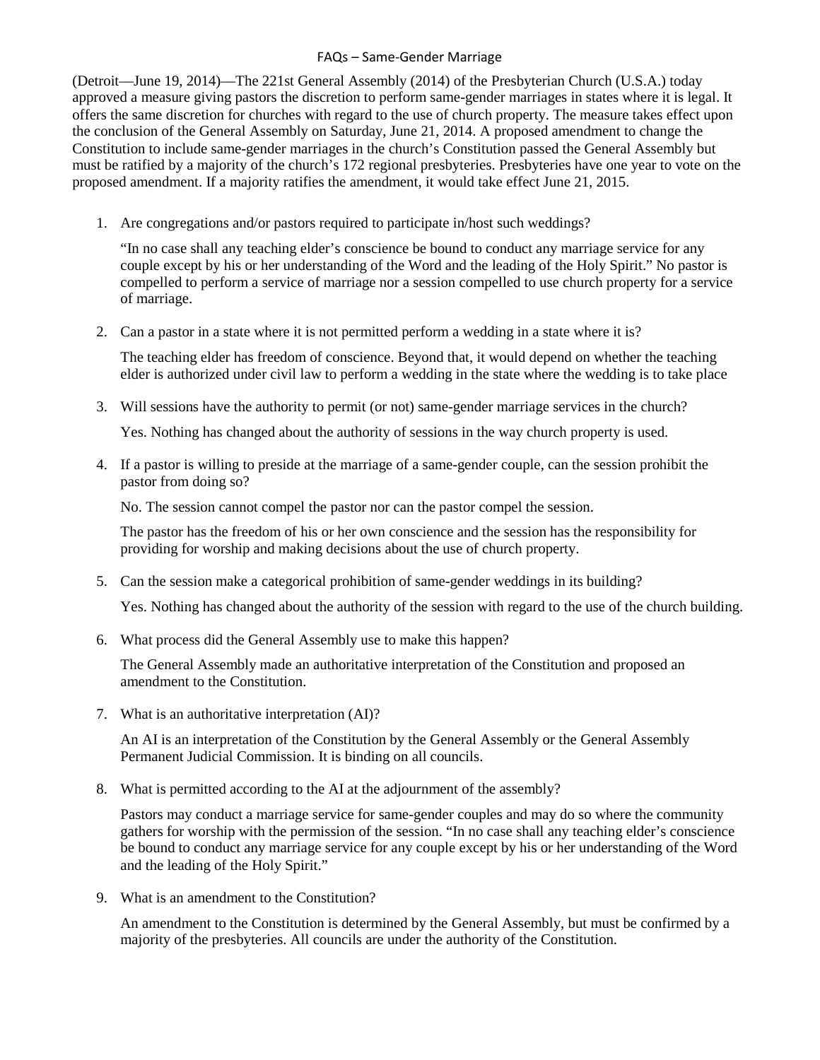# FAQs – Same-Gender Marriage

(Detroit—June 19, 2014)—The 221st General Assembly (2014) of the Presbyterian Church (U.S.A.) today approved a measure giving pastors the discretion to perform same-gender marriages in states where it is legal. It offers the same discretion for churches with regard to the use of church property. The measure takes effect upon the conclusion of the General Assembly on Saturday, June 21, 2014. A proposed amendment to change the Constitution to include same-gender marriages in the church's Constitution passed the General Assembly but must be ratified by a majority of the church's 172 regional presbyteries. Presbyteries have one year to vote on the proposed amendment. If a majority ratifies the amendment, it would take effect June 21, 2015.

1. Are congregations and/or pastors required to participate in/host such weddings?

   "In no case shall any teaching elder's conscience be bound to conduct any marriage service for any couple except by his or her understanding of the Word and the leading of the Holy Spirit." No pastor is compelled to perform a service of marriage nor a session compelled to use church property for a service of marriage.

2. Can a pastor in a state where it is not permitted perform a wedding in a state where it is?

   The teaching elder has freedom of conscience. Beyond that, it would depend on whether the teaching elder is authorized under civil law to perform a wedding in the state where the wedding is to take place

3. Will sessions have the authority to permit (or not) same-gender marriage services in the church?

   Yes. Nothing has changed about the authority of sessions in the way church property is used.

4. If a pastor is willing to preside at the marriage of a same-gender couple, can the session prohibit the pastor from doing so?

   No. The session cannot compel the pastor nor can the pastor compel the session.

   The pastor has the freedom of his or her own conscience and the session has the responsibility for providing for worship and making decisions about the use of church property.

5. Can the session make a categorical prohibition of same-gender weddings in its building?

   Yes. Nothing has changed about the authority of the session with regard to the use of the church building.

6. What process did the General Assembly use to make this happen?

   The General Assembly made an authoritative interpretation of the Constitution and proposed an amendment to the Constitution.

7. What is an authoritative interpretation (AI)?

   An AI is an interpretation of the Constitution by the General Assembly or the General Assembly Permanent Judicial Commission. It is binding on all councils.

8. What is permitted according to the AI at the adjournment of the assembly?

   Pastors may conduct a marriage service for same-gender couples and may do so where the community gathers for worship with the permission of the session. "In no case shall any teaching elder's conscience be bound to conduct any marriage service for any couple except by his or her understanding of the Word and the leading of the Holy Spirit."

9. What is an amendment to the Constitution?

   An amendment to the Constitution is determined by the General Assembly, but must be confirmed by a majority of the presbyteries. All councils are under the authority of the Constitution.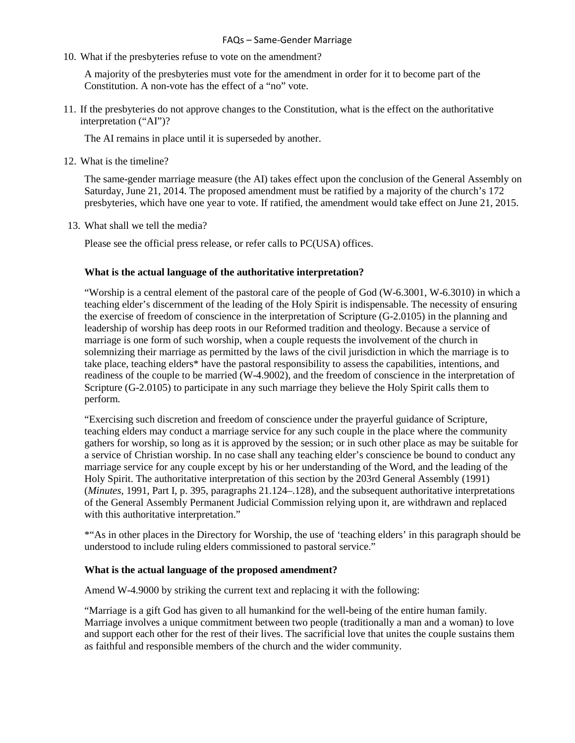10. What if the presbyteries refuse to vote on the amendment?

    A majority of the presbyteries must vote for the amendment in order for it to become part of the Constitution. A non-vote has the effect of a "no" vote.

11. If the presbyteries do not approve changes to the Constitution, what is the effect on the authoritative interpretation ("AI")?

    The AI remains in place until it is superseded by another.

12. What is the timeline?

    The same-gender marriage measure (the AI) takes effect upon the conclusion of the General Assembly on Saturday, June 21, 2014. The proposed amendment must be ratified by a majority of the church's 172 presbyteries, which have one year to vote. If ratified, the amendment would take effect on June 21, 2015.

13. What shall we tell the media?

    Please see the official press release, or refer calls to PC(USA) offices.

**What is the actual language of the authoritative interpretation?**

"Worship is a central element of the pastoral care of the people of God (W-6.3001, W-6.3010) in which a teaching elder's discernment of the leading of the Holy Spirit is indispensable. The necessity of ensuring the exercise of freedom of conscience in the interpretation of Scripture (G-2.0105) in the planning and leadership of worship has deep roots in our Reformed tradition and theology. Because a service of marriage is one form of such worship, when a couple requests the involvement of the church in solemnizing their marriage as permitted by the laws of the civil jurisdiction in which the marriage is to take place, teaching elders* have the pastoral responsibility to assess the capabilities, intentions, and readiness of the couple to be married (W-4.9002), and the freedom of conscience in the interpretation of Scripture (G-2.0105) to participate in any such marriage they believe the Holy Spirit calls them to perform.

"Exercising such discretion and freedom of conscience under the prayerful guidance of Scripture, teaching elders may conduct a marriage service for any such couple in the place where the community gathers for worship, so long as it is approved by the session; or in such other place as may be suitable for a service of Christian worship. In no case shall any teaching elder's conscience be bound to conduct any marriage service for any couple except by his or her understanding of the Word, and the leading of the Holy Spirit. The authoritative interpretation of this section by the 203rd General Assembly (1991) (*Minutes*, 1991, Part I, p. 395, paragraphs 21.124–.128), and the subsequent authoritative interpretations of the General Assembly Permanent Judicial Commission relying upon it, are withdrawn and replaced with this authoritative interpretation."

*"As in other places in the Directory for Worship, the use of 'teaching elders' in this paragraph should be understood to include ruling elders commissioned to pastoral service."

**What is the actual language of the proposed amendment?**

Amend W-4.9000 by striking the current text and replacing it with the following:

"Marriage is a gift God has given to all humankind for the well-being of the entire human family. Marriage involves a unique commitment between two people (traditionally a man and a woman) to love and support each other for the rest of their lives. The sacrificial love that unites the couple sustains them as faithful and responsible members of the church and the wider community.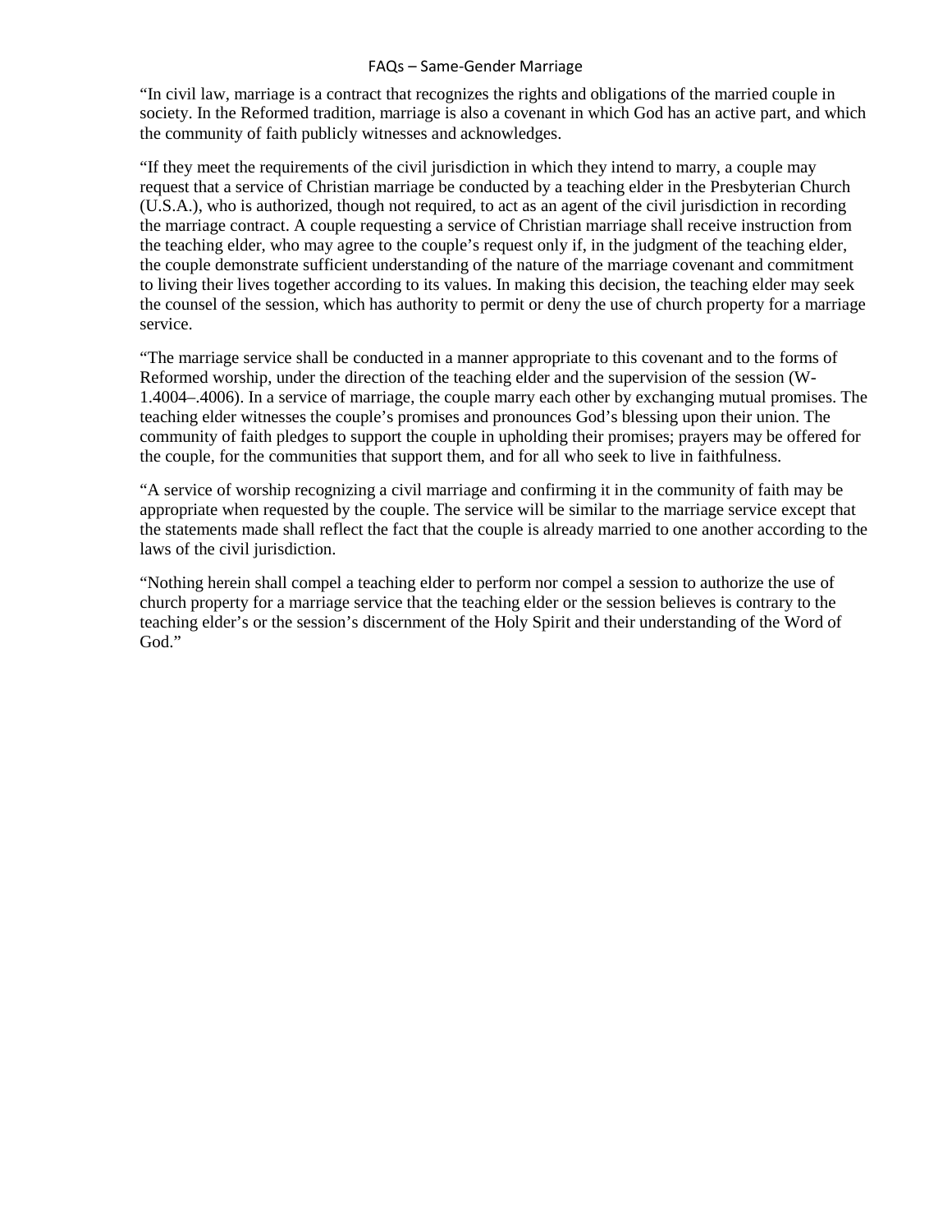"In civil law, marriage is a contract that recognizes the rights and obligations of the married couple in society. In the Reformed tradition, marriage is also a covenant in which God has an active part, and which the community of faith publicly witnesses and acknowledges.

"If they meet the requirements of the civil jurisdiction in which they intend to marry, a couple may request that a service of Christian marriage be conducted by a teaching elder in the Presbyterian Church (U.S.A.), who is authorized, though not required, to act as an agent of the civil jurisdiction in recording the marriage contract. A couple requesting a service of Christian marriage shall receive instruction from the teaching elder, who may agree to the couple's request only if, in the judgment of the teaching elder, the couple demonstrate sufficient understanding of the nature of the marriage covenant and commitment to living their lives together according to its values. In making this decision, the teaching elder may seek the counsel of the session, which has authority to permit or deny the use of church property for a marriage service.

"The marriage service shall be conducted in a manner appropriate to this covenant and to the forms of Reformed worship, under the direction of the teaching elder and the supervision of the session (W-1.4004–.4006). In a service of marriage, the couple marry each other by exchanging mutual promises. The teaching elder witnesses the couple's promises and pronounces God's blessing upon their union. The community of faith pledges to support the couple in upholding their promises; prayers may be offered for the couple, for the communities that support them, and for all who seek to live in faithfulness.

"A service of worship recognizing a civil marriage and confirming it in the community of faith may be appropriate when requested by the couple. The service will be similar to the marriage service except that the statements made shall reflect the fact that the couple is already married to one another according to the laws of the civil jurisdiction.

"Nothing herein shall compel a teaching elder to perform nor compel a session to authorize the use of church property for a marriage service that the teaching elder or the session believes is contrary to the teaching elder's or the session's discernment of the Holy Spirit and their understanding of the Word of God."